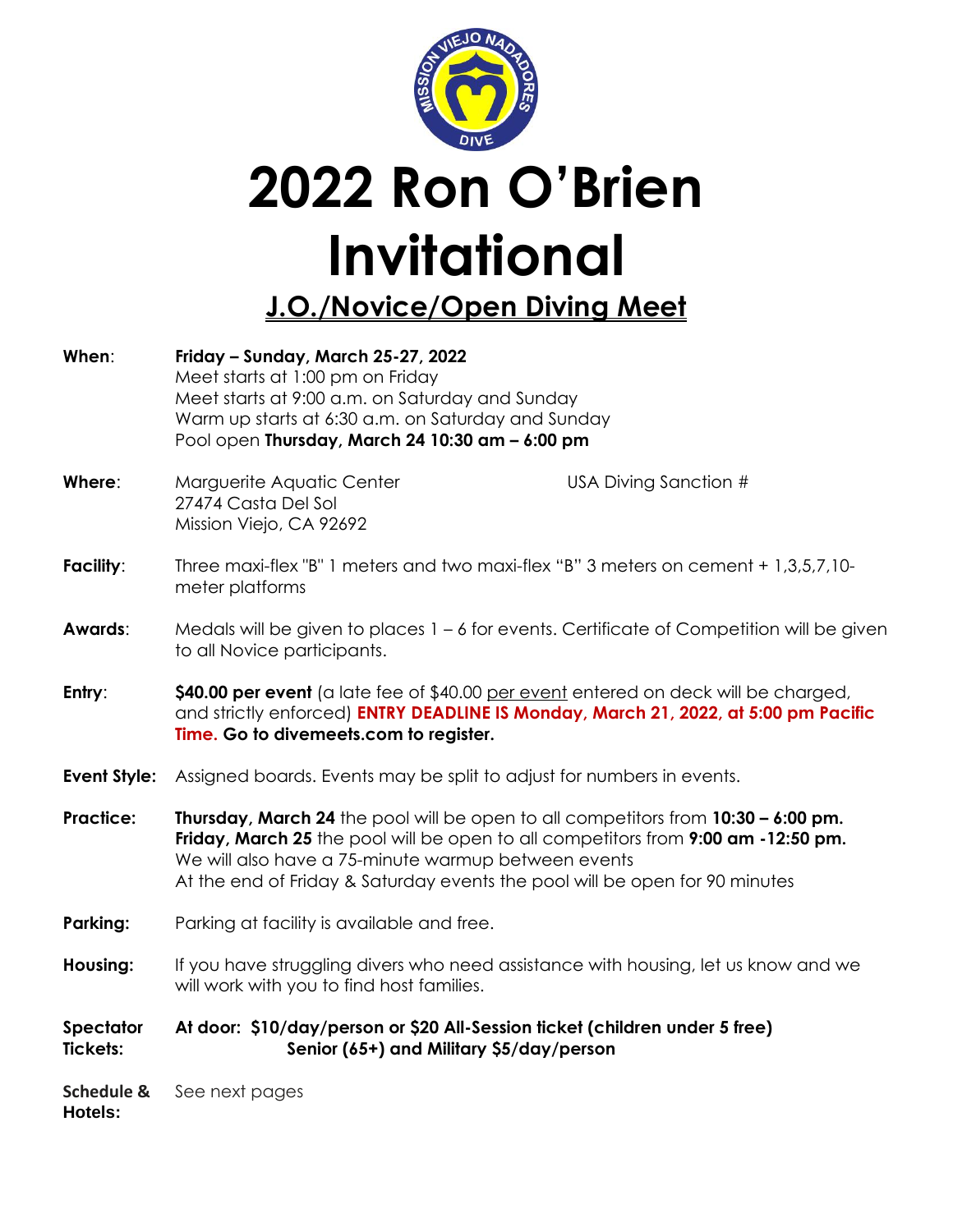# 2022 Ron O'Brien Invitational

## J.O./Novice/Open Diving Meet

**When**: **Friday – Sunday, March 25-27, 2022**
Meet starts at 1:00 pm on Friday
Meet starts at 9:00 a.m. on Saturday and Sunday
Warm up starts at 6:30 a.m. on Saturday and Sunday
Pool open **Thursday, March 24 10:30 am – 6:00 pm**

**Where**: Marguerite Aquatic Center
27474 Casta Del Sol
Mission Viejo, CA 92692

USA Diving Sanction #

**Facility**: Three maxi-flex "B" 1 meters and two maxi-flex "B" 3 meters on cement + 1,3,5,7,10-meter platforms

**Awards**: Medals will be given to places 1 – 6 for events. Certificate of Competition will be given to all Novice participants.

**Entry**: **$40.00 per event** (a late fee of $40.00 per event entered on deck will be charged, and strictly enforced) **ENTRY DEADLINE IS Monday, March 21, 2022, at 5:00 pm Pacific Time. Go to divemeets.com to register.**

**Event Style:** Assigned boards. Events may be split to adjust for numbers in events.

**Practice:** **Thursday, March 24** the pool will be open to all competitors from **10:30 – 6:00 pm.**
**Friday, March 25** the pool will be open to all competitors from **9:00 am -12:50 pm.**
We will also have a 75-minute warmup between events
At the end of Friday & Saturday events the pool will be open for 90 minutes

**Parking:** Parking at facility is available and free.

**Housing:** If you have struggling divers who need assistance with housing, let us know and we will work with you to find host families.

**Spectator Tickets:** **At door: $10/day/person or $20 All-Session ticket (children under 5 free)**
**Senior (65+) and Military $5/day/person**

**Schedule & Hotels:** See next pages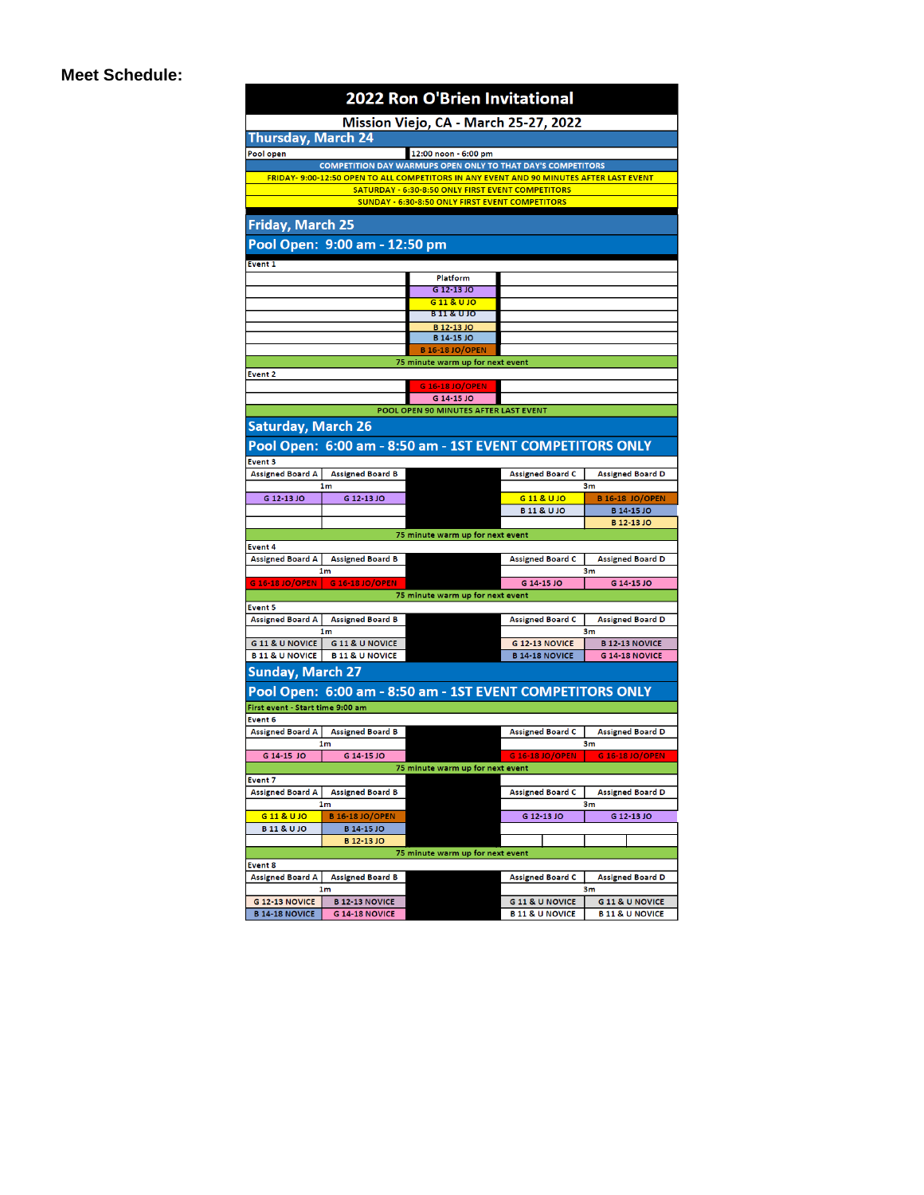**Meet Schedule:**

# 2022 Ron O'Brien Invitational

## Mission Viejo, CA - March 25-27, 2022

### Thursday, March 24

| | |
|---|---|
| Pool open | 12:00 noon - 6:00 pm |

COMPETITION DAY WARMUPS OPEN ONLY TO THAT DAY'S COMPETITORS

FRIDAY- 9:00-12:50 OPEN TO ALL COMPETITORS IN ANY EVENT AND 90 MINUTES AFTER LAST EVENT

SATURDAY - 6:30-8:50 ONLY FIRST EVENT COMPETITORS

SUNDAY - 6:30-8:50 ONLY FIRST EVENT COMPETITORS

### Friday, March 25

**Pool Open: 9:00 am - 12:50 pm**

Event 1

| Platform |
|---|
| G 12-13 JO |
| G 11 & U JO |
| B 11 & U JO |
| B 12-13 JO |
| B 14-15 JO |
| B 16-18 JO/OPEN |

75 minute warm up for next event

Event 2

| Platform |
|---|
| G 16-18 JO/OPEN |
| G 14-15 JO |

POOL OPEN 90 MINUTES AFTER LAST EVENT

### Saturday, March 26

**Pool Open: 6:00 am - 8:50 am - 1ST EVENT COMPETITORS ONLY**

Event 3

| Assigned Board A (1m) | Assigned Board B (1m) | Assigned Board C (3m) | Assigned Board D (3m) |
|---|---|---|---|
| G 12-13 JO | G 12-13 JO | G 11 & U JO | B 16-18 JO/OPEN |
| | | B 11 & U JO | B 14-15 JO |
| | | | B 12-13 JO |

75 minute warm up for next event

Event 4

| Assigned Board A (1m) | Assigned Board B (1m) | Assigned Board C (3m) | Assigned Board D (3m) |
|---|---|---|---|
| G 16-18 JO/OPEN | G 16-18 JO/OPEN | G 14-15 JO | G 14-15 JO |

75 minute warm up for next event

Event 5

| Assigned Board A (1m) | Assigned Board B (1m) | Assigned Board C (3m) | Assigned Board D (3m) |
|---|---|---|---|
| G 11 & U NOVICE | G 11 & U NOVICE | G 12-13 NOVICE | B 12-13 NOVICE |
| B 11 & U NOVICE | B 11 & U NOVICE | B 14-18 NOVICE | G 14-18 NOVICE |

### Sunday, March 27

**Pool Open: 6:00 am - 8:50 am - 1ST EVENT COMPETITORS ONLY**

First event - Start time 9:00 am

Event 6

| Assigned Board A (1m) | Assigned Board B (1m) | Assigned Board C (3m) | Assigned Board D (3m) |
|---|---|---|---|
| G 14-15 JO | G 14-15 JO | G 16-18 JO/OPEN | G 16-18 JO/OPEN |

75 minute warm up for next event

Event 7

| Assigned Board A (1m) | Assigned Board B (1m) | Assigned Board C (3m) | Assigned Board D (3m) |
|---|---|---|---|
| G 11 & U JO | B 16-18 JO/OPEN | G 12-13 JO | G 12-13 JO |
| B 11 & U JO | B 14-15 JO | | |
| | B 12-13 JO | | |

75 minute warm up for next event

Event 8

| Assigned Board A (1m) | Assigned Board B (1m) | Assigned Board C (3m) | Assigned Board D (3m) |
|---|---|---|---|
| G 12-13 NOVICE | B 12-13 NOVICE | G 11 & U NOVICE | G 11 & U NOVICE |
| B 14-18 NOVICE | G 14-18 NOVICE | B 11 & U NOVICE | B 11 & U NOVICE |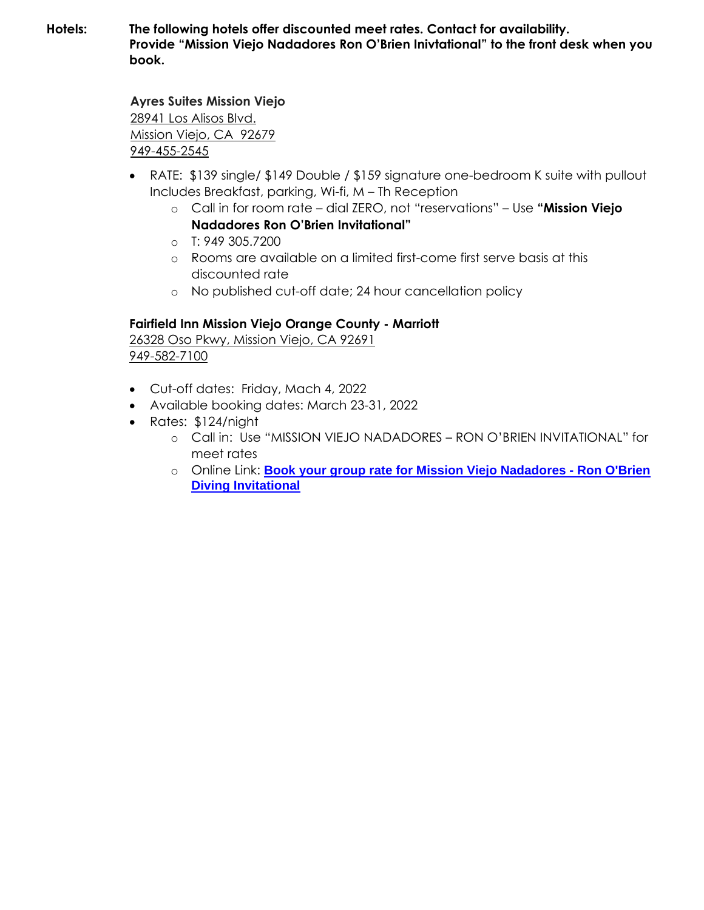**Hotels:** **The following hotels offer discounted meet rates. Contact for availability. Provide "Mission Viejo Nadadores Ron O'Brien Invitational" to the front desk when you book.**

**Ayres Suites Mission Viejo**
28941 Los Alisos Blvd.
Mission Viejo, CA 92679
949-455-2545

- RATE: $139 single/ $149 Double / $159 signature one-bedroom K suite with pullout Includes Breakfast, parking, Wi-fi, M – Th Reception
  - Call in for room rate – dial ZERO, not "reservations" – Use **"Mission Viejo Nadadores Ron O'Brien Invitational"**
  - T: 949 305.7200
  - Rooms are available on a limited first-come first serve basis at this discounted rate
  - No published cut-off date; 24 hour cancellation policy

**Fairfield Inn Mission Viejo Orange County - Marriott**
26328 Oso Pkwy, Mission Viejo, CA 92691
949-582-7100

- Cut-off dates: Friday, Mach 4, 2022
- Available booking dates: March 23-31, 2022
- Rates: $124/night
  - Call in: Use "MISSION VIEJO NADADORES – RON O'BRIEN INVITATIONAL" for meet rates
  - Online Link: **Book your group rate for Mission Viejo Nadadores - Ron O'Brien Diving Invitational**